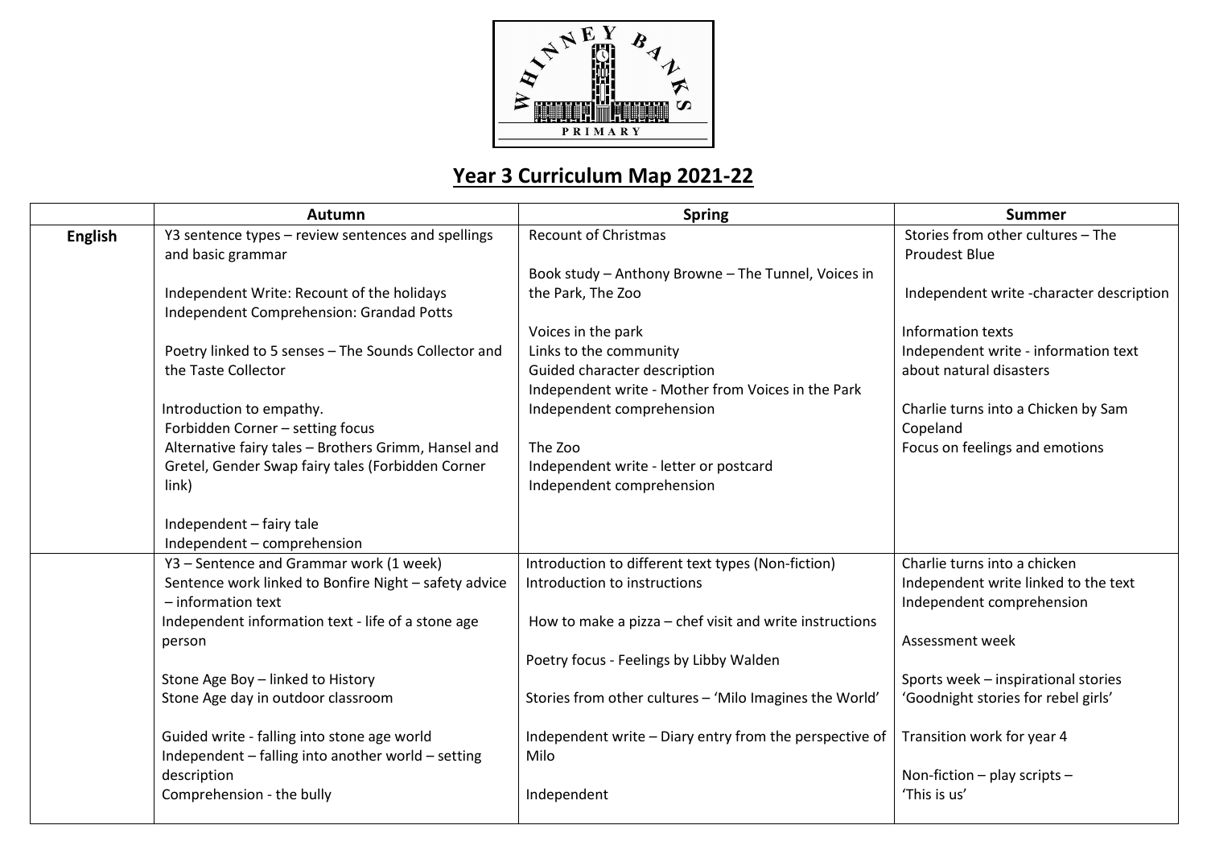# Year 3 Curriculum Map 2021-22

| | Autumn | Spring | Summer |
|---|---|---|---|
| **English** | Y3 sentence types – review sentences and spellings and basic grammar<br><br>Independent Write: Recount of the holidays<br>Independent Comprehension: Grandad Potts<br><br>Poetry linked to 5 senses – The Sounds Collector and the Taste Collector<br><br>Introduction to empathy.<br>Forbidden Corner – setting focus<br>Alternative fairy tales – Brothers Grimm, Hansel and Gretel, Gender Swap fairy tales (Forbidden Corner link)<br><br>Independent – fairy tale<br>Independent – comprehension | Recount of Christmas<br><br>Book study – Anthony Browne – The Tunnel, Voices in the Park, The Zoo<br><br>Voices in the park<br>Links to the community<br>Guided character description<br>Independent write - Mother from Voices in the Park<br>Independent comprehension<br><br>The Zoo<br>Independent write - letter or postcard<br>Independent comprehension | Stories from other cultures – The Proudest Blue<br><br>Independent write -character description<br><br>Information texts<br>Independent write - information text about natural disasters<br><br>Charlie turns into a Chicken by Sam Copeland<br>Focus on feelings and emotions |
| | Y3 – Sentence and Grammar work (1 week)<br>Sentence work linked to Bonfire Night – safety advice – information text<br>Independent information text - life of a stone age person<br><br>Stone Age Boy – linked to History<br>Stone Age day in outdoor classroom<br><br>Guided write - falling into stone age world<br>Independent – falling into another world – setting description<br>Comprehension - the bully | Introduction to different text types (Non-fiction)<br>Introduction to instructions<br><br>How to make a pizza – chef visit and write instructions<br><br>Poetry focus - Feelings by Libby Walden<br><br>Stories from other cultures – 'Milo Imagines the World'<br><br>Independent write – Diary entry from the perspective of Milo<br><br>Independent | Charlie turns into a chicken<br>Independent write linked to the text<br>Independent comprehension<br><br>Assessment week<br><br>Sports week – inspirational stories<br>'Goodnight stories for rebel girls'<br><br>Transition work for year 4<br><br>Non-fiction – play scripts –<br>'This is us' |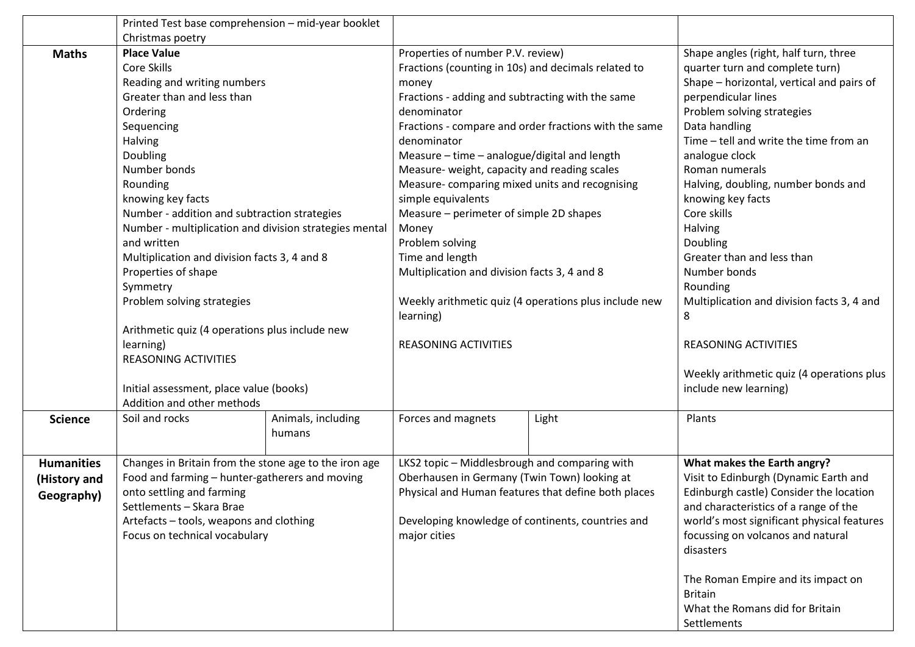| | | | | | |
|---|---|---|---|---|---|
| | Printed Test base comprehension – mid-year booklet<br>Christmas poetry | | | | |
| **Maths** | **Place Value**<br>Core Skills<br>Reading and writing numbers<br>Greater than and less than<br>Ordering<br>Sequencing<br>Halving<br>Doubling<br>Number bonds<br>Rounding<br>knowing key facts<br>Number - addition and subtraction strategies<br>Number - multiplication and division strategies mental and written<br>Multiplication and division facts 3, 4 and 8<br>Properties of shape<br>Symmetry<br>Problem solving strategies<br><br>Arithmetic quiz (4 operations plus include new learning)<br>REASONING ACTIVITIES<br><br>Initial assessment, place value (books)<br>Addition and other methods | | Properties of number P.V. review)<br>Fractions (counting in 10s) and decimals related to money<br>Fractions - adding and subtracting with the same denominator<br>Fractions - compare and order fractions with the same denominator<br>Measure – time – analogue/digital and length<br>Measure- weight, capacity and reading scales<br>Measure- comparing mixed units and recognising simple equivalents<br>Measure – perimeter of simple 2D shapes<br>Money<br>Problem solving<br>Time and length<br>Multiplication and division facts 3, 4 and 8<br><br>Weekly arithmetic quiz (4 operations plus include new learning)<br><br>REASONING ACTIVITIES | | Shape angles (right, half turn, three quarter turn and complete turn)<br>Shape – horizontal, vertical and pairs of perpendicular lines<br>Problem solving strategies<br>Data handling<br>Time – tell and write the time from an analogue clock<br>Roman numerals<br>Halving, doubling, number bonds and knowing key facts<br>Core skills<br>Halving<br>Doubling<br>Greater than and less than<br>Number bonds<br>Rounding<br>Multiplication and division facts 3, 4 and 8<br><br>REASONING ACTIVITIES<br><br>Weekly arithmetic quiz (4 operations plus include new learning) |
| **Science** | Soil and rocks | Animals, including humans | Forces and magnets | Light | Plants |
| **Humanities (History and Geography)** | Changes in Britain from the stone age to the iron age<br>Food and farming – hunter-gatherers and moving onto settling and farming<br>Settlements – Skara Brae<br>Artefacts – tools, weapons and clothing<br>Focus on technical vocabulary | | LKS2 topic – Middlesbrough and comparing with Oberhausen in Germany (Twin Town) looking at Physical and Human features that define both places<br><br>Developing knowledge of continents, countries and major cities | | **What makes the Earth angry?**<br>Visit to Edinburgh (Dynamic Earth and Edinburgh castle) Consider the location and characteristics of a range of the world's most significant physical features focussing on volcanos and natural disasters<br><br>The Roman Empire and its impact on Britain<br>What the Romans did for Britain<br>Settlements |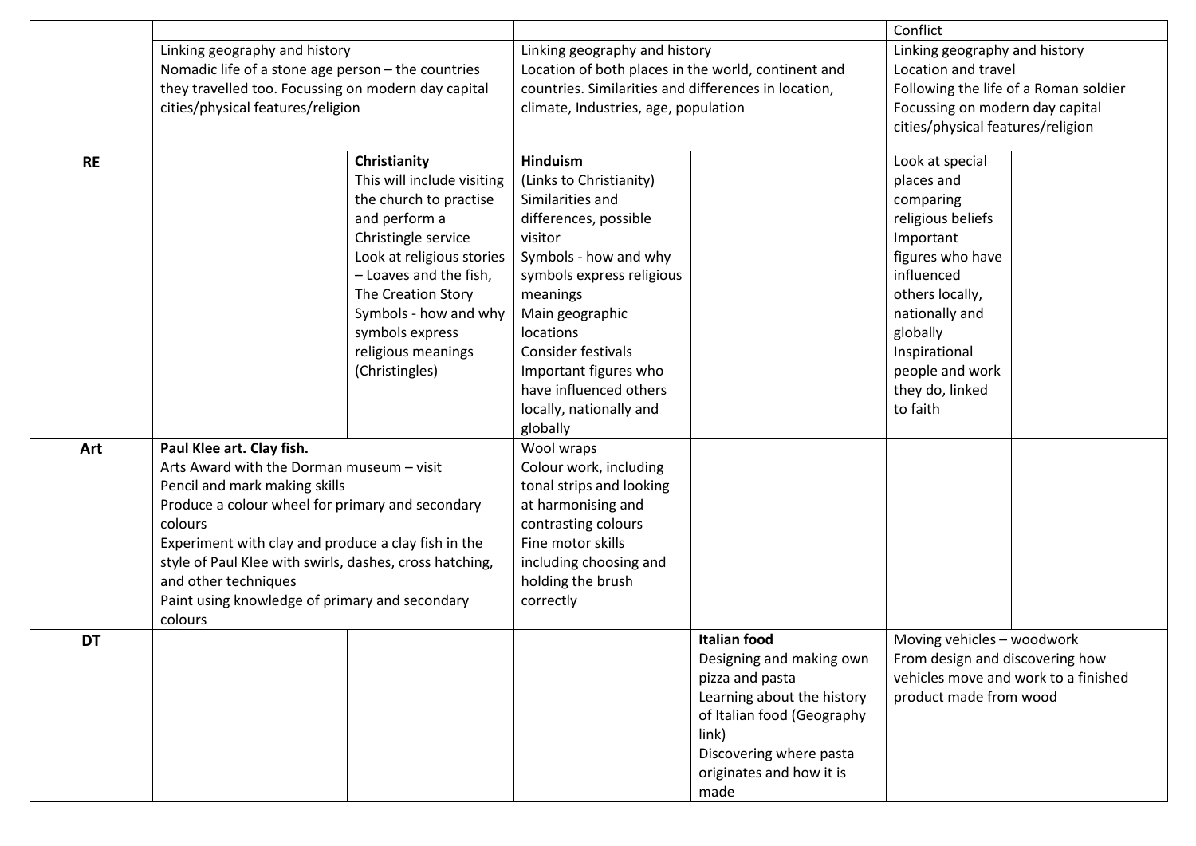| | | | | | | |
|---|---|---|---|---|---|---|
| | | | | | Conflict | |
| | Linking geography and history<br>Nomadic life of a stone age person – the countries they travelled too. Focussing on modern day capital cities/physical features/religion | | Linking geography and history<br>Location of both places in the world, continent and countries. Similarities and differences in location, climate, Industries, age, population | | Linking geography and history<br>Location and travel<br>Following the life of a Roman soldier<br>Focussing on modern day capital cities/physical features/religion | |
| **RE** | | **Christianity**<br>This will include visiting the church to practise and perform a Christingle service<br>Look at religious stories – Loaves and the fish, The Creation Story<br>Symbols - how and why symbols express religious meanings (Christingles) | **Hinduism**<br>(Links to Christianity)<br>Similarities and differences, possible visitor<br>Symbols - how and why symbols express religious meanings<br>Main geographic locations<br>Consider festivals<br>Important figures who have influenced others locally, nationally and globally | | Look at special places and comparing religious beliefs<br>Important figures who have influenced others locally, nationally and globally<br>Inspirational people and work they do, linked to faith | |
| **Art** | **Paul Klee art. Clay fish.**<br>Arts Award with the Dorman museum – visit<br>Pencil and mark making skills<br>Produce a colour wheel for primary and secondary colours<br>Experiment with clay and produce a clay fish in the style of Paul Klee with swirls, dashes, cross hatching, and other techniques<br>Paint using knowledge of primary and secondary colours | | Wool wraps<br>Colour work, including tonal strips and looking at harmonising and contrasting colours<br>Fine motor skills including choosing and holding the brush correctly | | | |
| **DT** | | | | **Italian food**<br>Designing and making own pizza and pasta<br>Learning about the history of Italian food (Geography link)<br>Discovering where pasta originates and how it is made | Moving vehicles – woodwork<br>From design and discovering how vehicles move and work to a finished product made from wood | |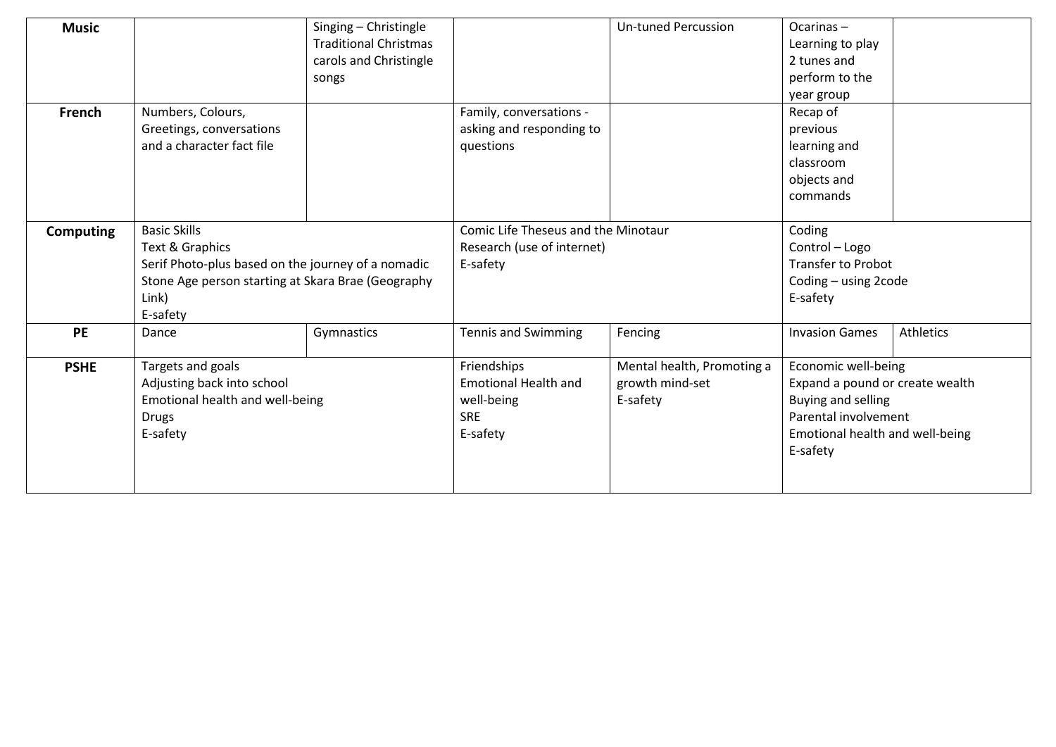| | | | | | | |
|---|---|---|---|---|---|---|
| **Music** | | Singing – Christingle Traditional Christmas carols and Christingle songs | | Un-tuned Percussion | Ocarinas – Learning to play 2 tunes and perform to the year group | |
| **French** | Numbers, Colours, Greetings, conversations and a character fact file | | Family, conversations - asking and responding to questions | | Recap of previous learning and classroom objects and commands | |
| **Computing** | Basic Skills<br>Text & Graphics<br>Serif Photo-plus based on the journey of a nomadic Stone Age person starting at Skara Brae (Geography Link)<br>E-safety | | Comic Life Theseus and the Minotaur<br>Research (use of internet)<br>E-safety | | Coding<br>Control – Logo<br>Transfer to Probot<br>Coding – using 2code<br>E-safety | |
| **PE** | Dance | Gymnastics | Tennis and Swimming | Fencing | Invasion Games | Athletics |
| **PSHE** | Targets and goals<br>Adjusting back into school<br>Emotional health and well-being<br>Drugs<br>E-safety | | Friendships<br>Emotional Health and well-being<br>SRE<br>E-safety | Mental health, Promoting a growth mind-set<br>E-safety | Economic well-being<br>Expand a pound or create wealth<br>Buying and selling<br>Parental involvement<br>Emotional health and well-being<br>E-safety | |